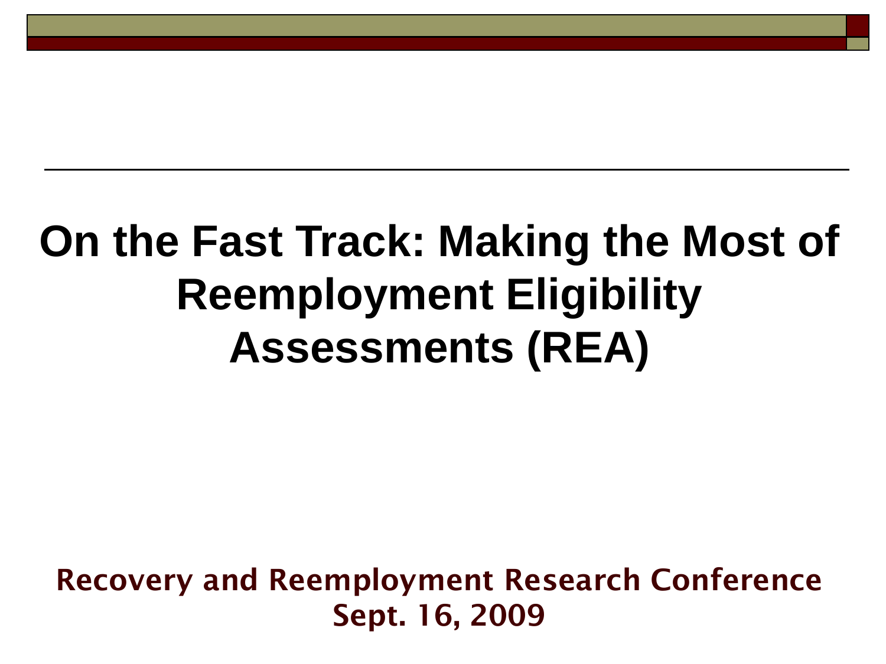# On the Fast Track: Making the Most of Reemployment Eligibility Assessments (REA)

**Recovery and Reemployment Research Conference**
**Sept. 16, 2009**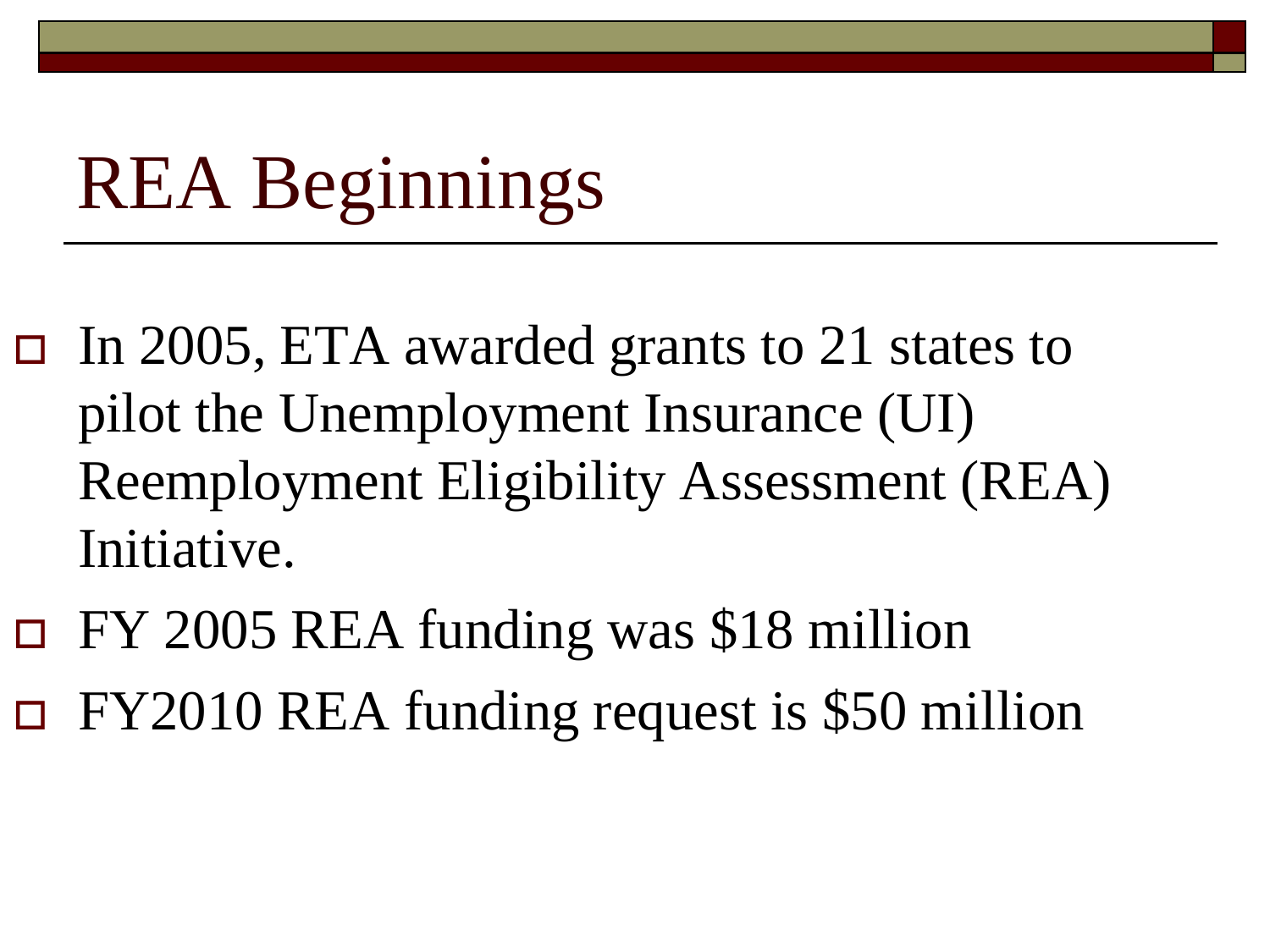# REA Beginnings

- In 2005, ETA awarded grants to 21 states to pilot the Unemployment Insurance (UI) Reemployment Eligibility Assessment (REA) Initiative.
- FY 2005 REA funding was $18 million
- FY2010 REA funding request is $50 million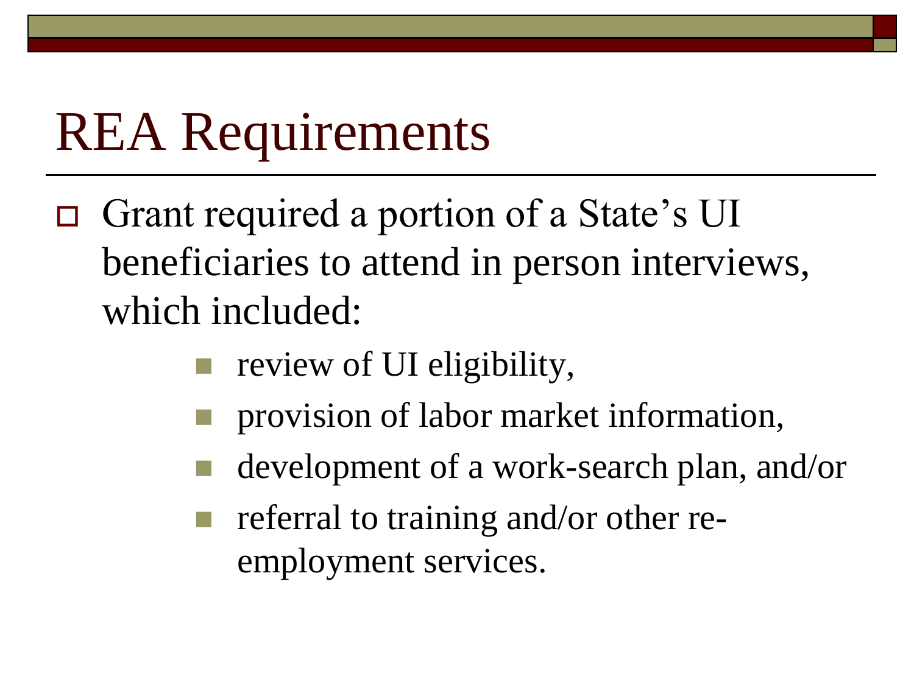# REA Requirements

- Grant required a portion of a State's UI beneficiaries to attend in person interviews, which included:
  - review of UI eligibility,
  - provision of labor market information,
  - development of a work-search plan, and/or
  - referral to training and/or other re-employment services.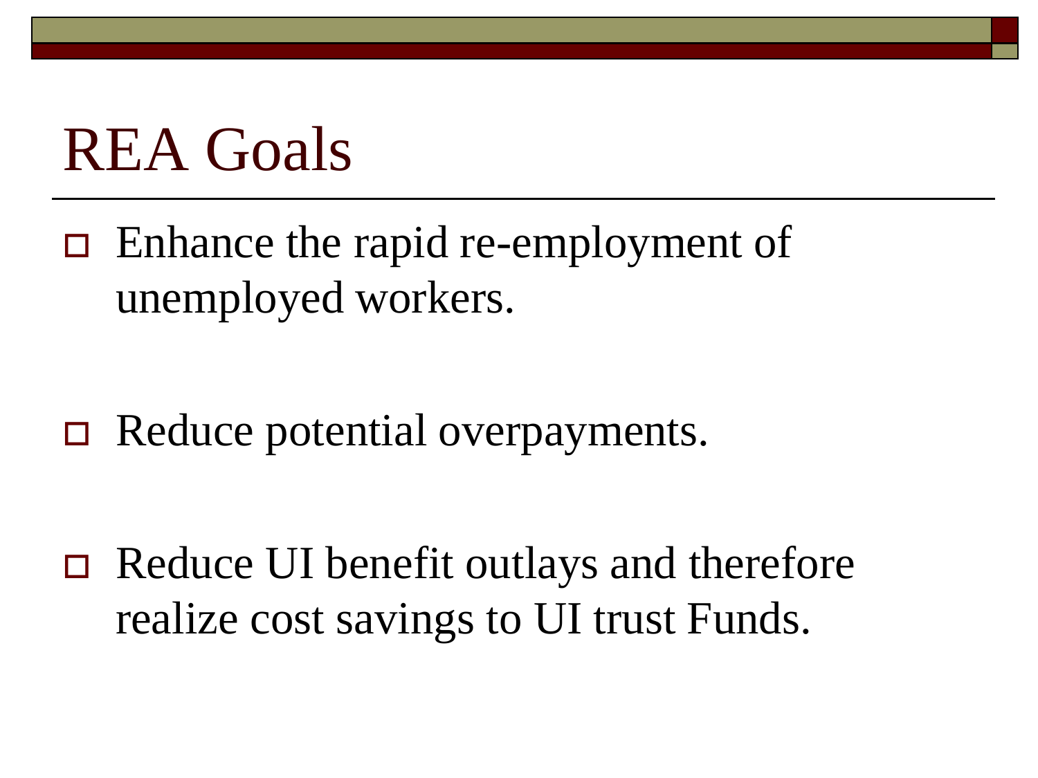# REA Goals

- Enhance the rapid re-employment of unemployed workers.
- Reduce potential overpayments.
- Reduce UI benefit outlays and therefore realize cost savings to UI trust Funds.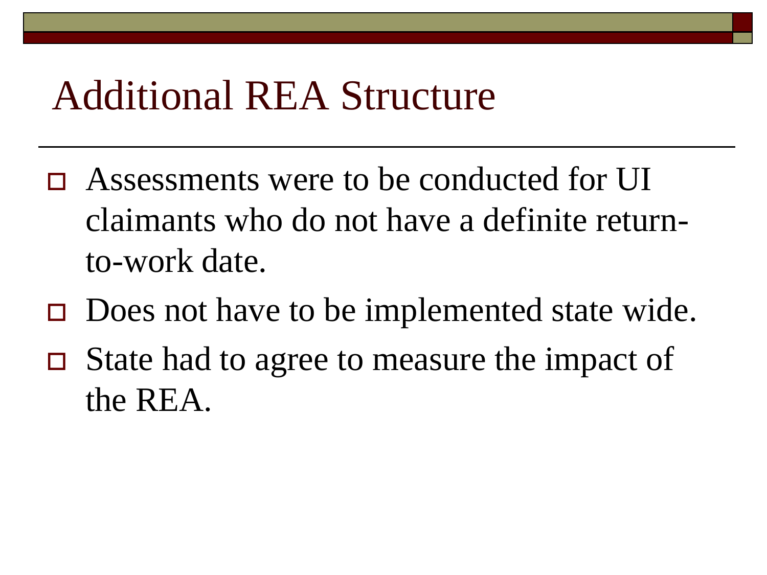# Additional REA Structure

- Assessments were to be conducted for UI claimants who do not have a definite return-to-work date.
- Does not have to be implemented state wide.
- State had to agree to measure the impact of the REA.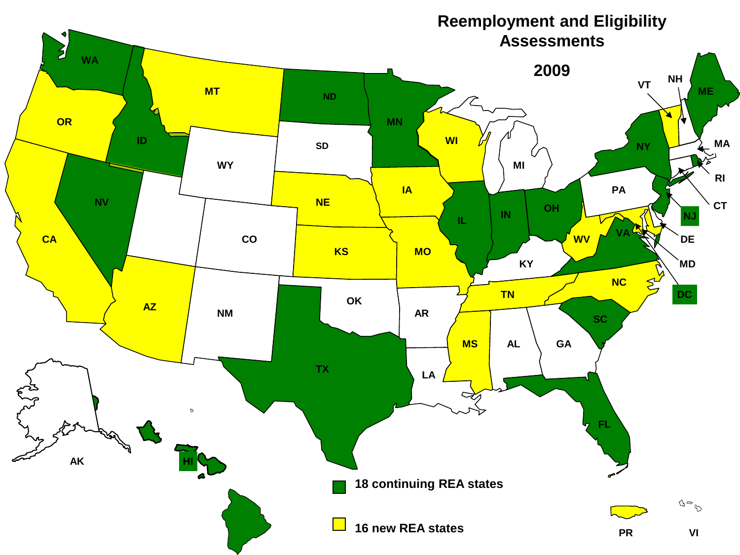# Reemployment and Eligibility Assessments

## 2009

WA
OR
CA
MT
ID
NV
WY
ND
SD
NE
CO
KS
AZ
NM
OK
TX
MN
IA
MO
AR
LA
WI
IL
MS
MI
IN
KY
TN
AL
OH
WV
GA
FL
SC
NC
VA
PA
NY
VT
NH
ME
MA
RI
CT
NJ
DE
MD
DC
AK
HI
PR
VI

18 continuing REA states

16 new REA states